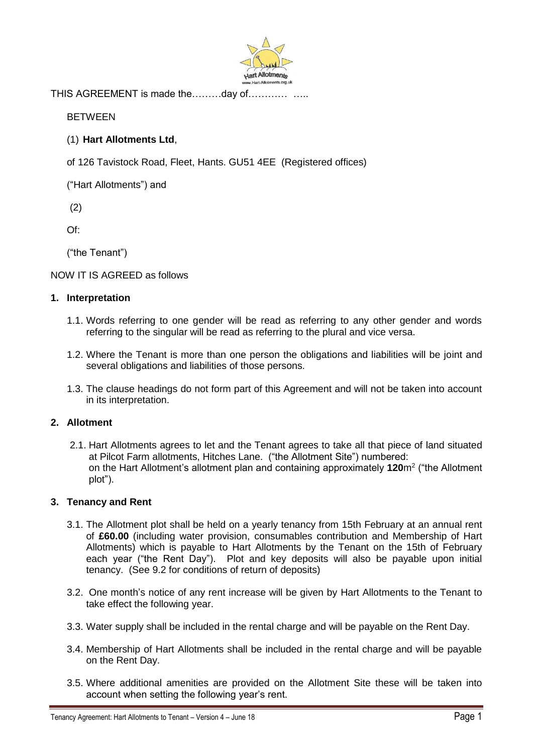THIS AGREEMENT is made the………day of………… …..

BETWEEN

(1) **Hart Allotments Ltd**,

of 126 Tavistock Road, Fleet, Hants. GU51 4EE (Registered offices)

("Hart Allotments") and

(2)

Of:

("the Tenant")

NOW IT IS AGREED as follows

## 1. Interpretation

1.1. Words referring to one gender will be read as referring to any other gender and words referring to the singular will be read as referring to the plural and vice versa.

1.2. Where the Tenant is more than one person the obligations and liabilities will be joint and several obligations and liabilities of those persons.

1.3. The clause headings do not form part of this Agreement and will not be taken into account in its interpretation.

## 2. Allotment

2.1. Hart Allotments agrees to let and the Tenant agrees to take all that piece of land situated at Pilcot Farm allotments, Hitches Lane. ("the Allotment Site") numbered: on the Hart Allotment's allotment plan and containing approximately **120**m$^2$ ("the Allotment plot").

## 3. Tenancy and Rent

3.1. The Allotment plot shall be held on a yearly tenancy from 15th February at an annual rent of **£60.00** (including water provision, consumables contribution and Membership of Hart Allotments) which is payable to Hart Allotments by the Tenant on the 15th of February each year ("the Rent Day"). Plot and key deposits will also be payable upon initial tenancy. (See 9.2 for conditions of return of deposits)

3.2. One month's notice of any rent increase will be given by Hart Allotments to the Tenant to take effect the following year.

3.3. Water supply shall be included in the rental charge and will be payable on the Rent Day.

3.4. Membership of Hart Allotments shall be included in the rental charge and will be payable on the Rent Day.

3.5. Where additional amenities are provided on the Allotment Site these will be taken into account when setting the following year's rent.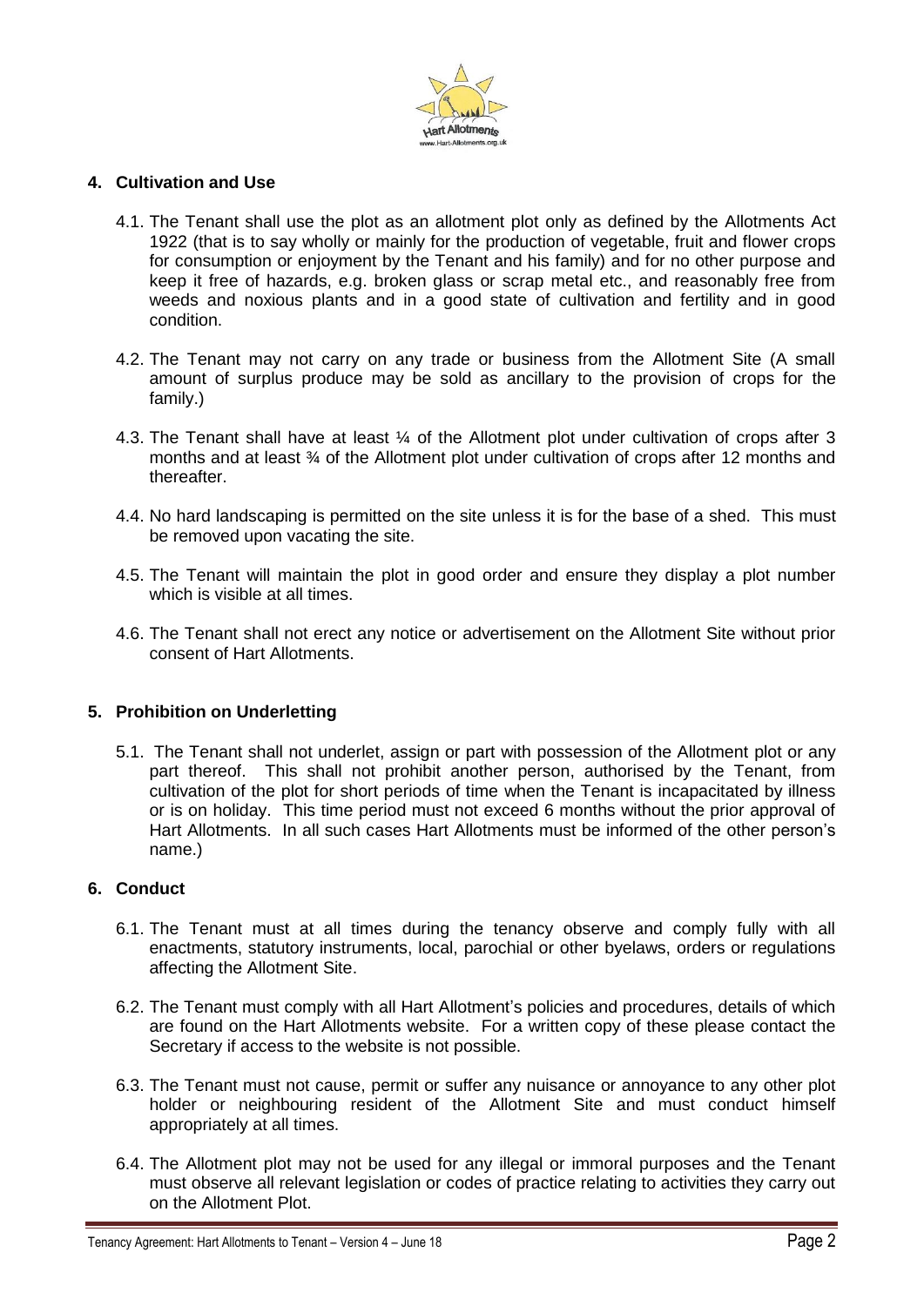## 4. Cultivation and Use

4.1. The Tenant shall use the plot as an allotment plot only as defined by the Allotments Act 1922 (that is to say wholly or mainly for the production of vegetable, fruit and flower crops for consumption or enjoyment by the Tenant and his family) and for no other purpose and keep it free of hazards, e.g. broken glass or scrap metal etc., and reasonably free from weeds and noxious plants and in a good state of cultivation and fertility and in good condition.

4.2. The Tenant may not carry on any trade or business from the Allotment Site (A small amount of surplus produce may be sold as ancillary to the provision of crops for the family.)

4.3. The Tenant shall have at least ¼ of the Allotment plot under cultivation of crops after 3 months and at least ¾ of the Allotment plot under cultivation of crops after 12 months and thereafter.

4.4. No hard landscaping is permitted on the site unless it is for the base of a shed. This must be removed upon vacating the site.

4.5. The Tenant will maintain the plot in good order and ensure they display a plot number which is visible at all times.

4.6. The Tenant shall not erect any notice or advertisement on the Allotment Site without prior consent of Hart Allotments.

## 5. Prohibition on Underletting

5.1. The Tenant shall not underlet, assign or part with possession of the Allotment plot or any part thereof. This shall not prohibit another person, authorised by the Tenant, from cultivation of the plot for short periods of time when the Tenant is incapacitated by illness or is on holiday. This time period must not exceed 6 months without the prior approval of Hart Allotments. In all such cases Hart Allotments must be informed of the other person's name.)

## 6. Conduct

6.1. The Tenant must at all times during the tenancy observe and comply fully with all enactments, statutory instruments, local, parochial or other byelaws, orders or regulations affecting the Allotment Site.

6.2. The Tenant must comply with all Hart Allotment's policies and procedures, details of which are found on the Hart Allotments website. For a written copy of these please contact the Secretary if access to the website is not possible.

6.3. The Tenant must not cause, permit or suffer any nuisance or annoyance to any other plot holder or neighbouring resident of the Allotment Site and must conduct himself appropriately at all times.

6.4. The Allotment plot may not be used for any illegal or immoral purposes and the Tenant must observe all relevant legislation or codes of practice relating to activities they carry out on the Allotment Plot.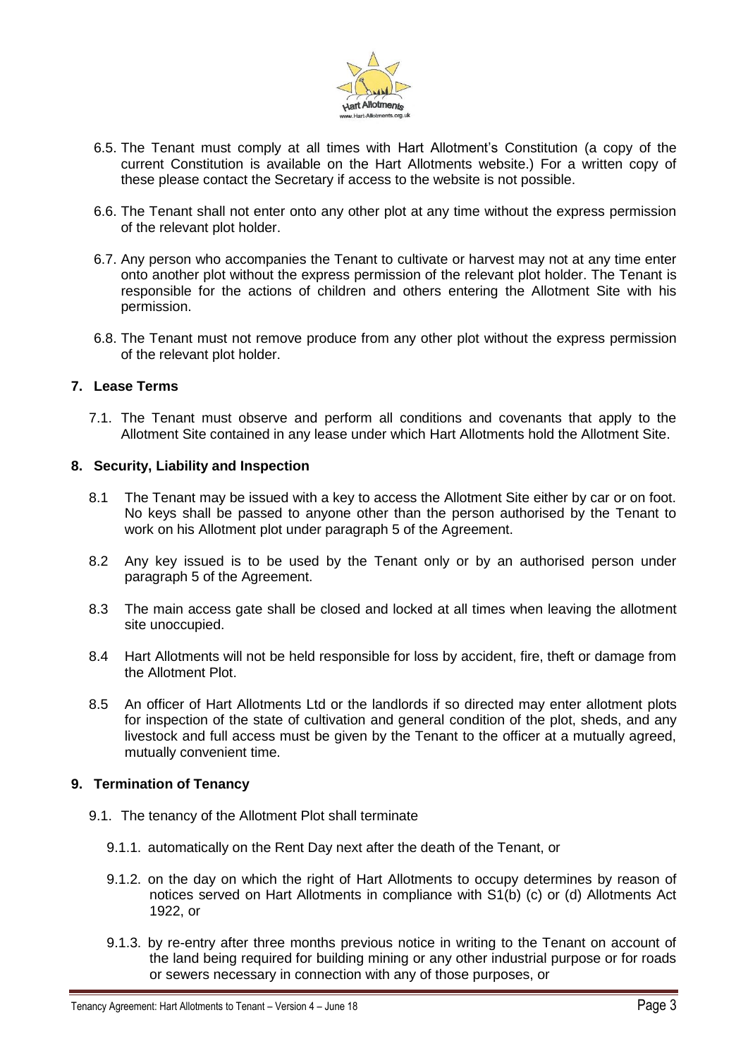6.5. The Tenant must comply at all times with Hart Allotment's Constitution (a copy of the current Constitution is available on the Hart Allotments website.) For a written copy of these please contact the Secretary if access to the website is not possible.

6.6. The Tenant shall not enter onto any other plot at any time without the express permission of the relevant plot holder.

6.7. Any person who accompanies the Tenant to cultivate or harvest may not at any time enter onto another plot without the express permission of the relevant plot holder. The Tenant is responsible for the actions of children and others entering the Allotment Site with his permission.

6.8. The Tenant must not remove produce from any other plot without the express permission of the relevant plot holder.

## 7. Lease Terms

7.1. The Tenant must observe and perform all conditions and covenants that apply to the Allotment Site contained in any lease under which Hart Allotments hold the Allotment Site.

## 8. Security, Liability and Inspection

8.1 The Tenant may be issued with a key to access the Allotment Site either by car or on foot. No keys shall be passed to anyone other than the person authorised by the Tenant to work on his Allotment plot under paragraph 5 of the Agreement.

8.2 Any key issued is to be used by the Tenant only or by an authorised person under paragraph 5 of the Agreement.

8.3 The main access gate shall be closed and locked at all times when leaving the allotment site unoccupied.

8.4 Hart Allotments will not be held responsible for loss by accident, fire, theft or damage from the Allotment Plot.

8.5 An officer of Hart Allotments Ltd or the landlords if so directed may enter allotment plots for inspection of the state of cultivation and general condition of the plot, sheds, and any livestock and full access must be given by the Tenant to the officer at a mutually agreed, mutually convenient time.

## 9. Termination of Tenancy

9.1. The tenancy of the Allotment Plot shall terminate

9.1.1. automatically on the Rent Day next after the death of the Tenant, or

9.1.2. on the day on which the right of Hart Allotments to occupy determines by reason of notices served on Hart Allotments in compliance with S1(b) (c) or (d) Allotments Act 1922, or

9.1.3. by re-entry after three months previous notice in writing to the Tenant on account of the land being required for building mining or any other industrial purpose or for roads or sewers necessary in connection with any of those purposes, or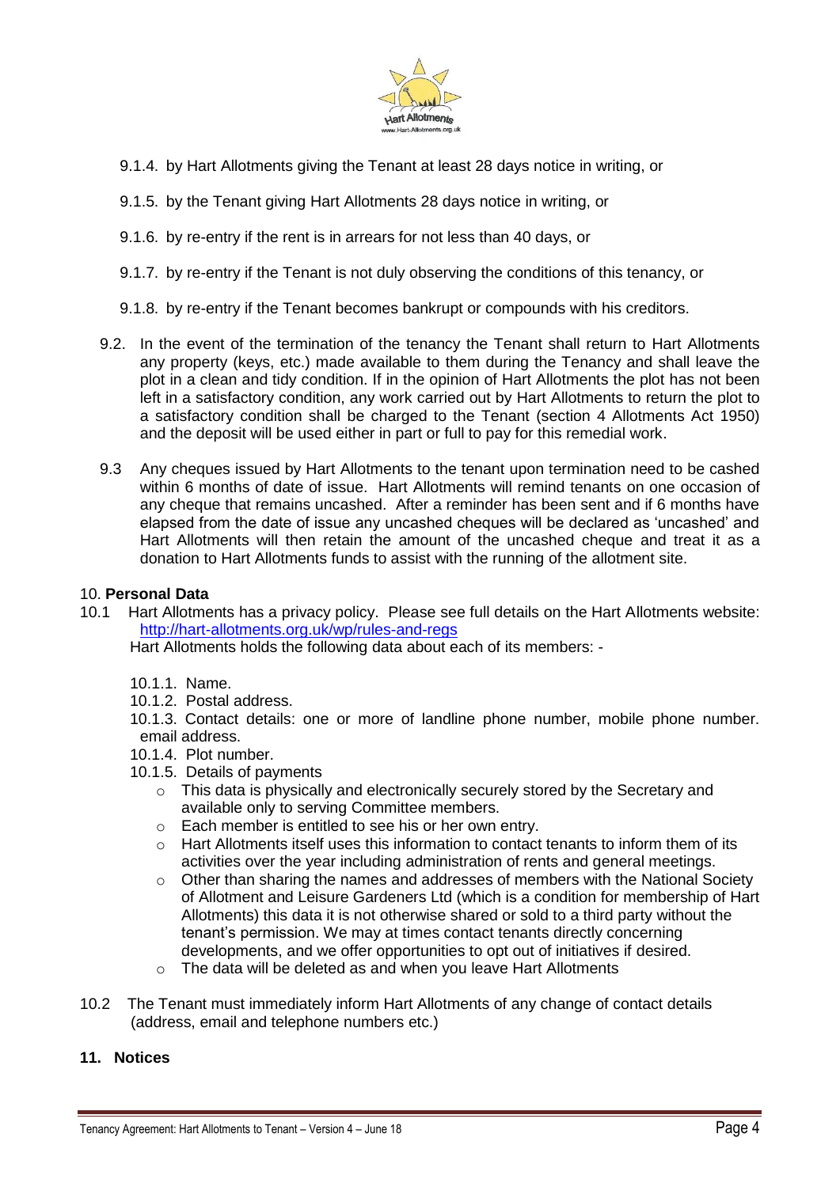9.1.4. by Hart Allotments giving the Tenant at least 28 days notice in writing, or

9.1.5. by the Tenant giving Hart Allotments 28 days notice in writing, or

9.1.6. by re-entry if the rent is in arrears for not less than 40 days, or

9.1.7. by re-entry if the Tenant is not duly observing the conditions of this tenancy, or

9.1.8. by re-entry if the Tenant becomes bankrupt or compounds with his creditors.

9.2. In the event of the termination of the tenancy the Tenant shall return to Hart Allotments any property (keys, etc.) made available to them during the Tenancy and shall leave the plot in a clean and tidy condition. If in the opinion of Hart Allotments the plot has not been left in a satisfactory condition, any work carried out by Hart Allotments to return the plot to a satisfactory condition shall be charged to the Tenant (section 4 Allotments Act 1950) and the deposit will be used either in part or full to pay for this remedial work.

9.3 Any cheques issued by Hart Allotments to the tenant upon termination need to be cashed within 6 months of date of issue. Hart Allotments will remind tenants on one occasion of any cheque that remains uncashed. After a reminder has been sent and if 6 months have elapsed from the date of issue any uncashed cheques will be declared as 'uncashed' and Hart Allotments will then retain the amount of the uncashed cheque and treat it as a donation to Hart Allotments funds to assist with the running of the allotment site.

## 10. Personal Data

10.1 Hart Allotments has a privacy policy. Please see full details on the Hart Allotments website: http://hart-allotments.org.uk/wp/rules-and-regs
Hart Allotments holds the following data about each of its members: -

10.1.1. Name.
10.1.2. Postal address.
10.1.3. Contact details: one or more of landline phone number, mobile phone number. email address.
10.1.4. Plot number.
10.1.5. Details of payments

- This data is physically and electronically securely stored by the Secretary and available only to serving Committee members.
- Each member is entitled to see his or her own entry.
- Hart Allotments itself uses this information to contact tenants to inform them of its activities over the year including administration of rents and general meetings.
- Other than sharing the names and addresses of members with the National Society of Allotment and Leisure Gardeners Ltd (which is a condition for membership of Hart Allotments) this data it is not otherwise shared or sold to a third party without the tenant's permission. We may at times contact tenants directly concerning developments, and we offer opportunities to opt out of initiatives if desired.
- The data will be deleted as and when you leave Hart Allotments

10.2 The Tenant must immediately inform Hart Allotments of any change of contact details (address, email and telephone numbers etc.)

## 11. Notices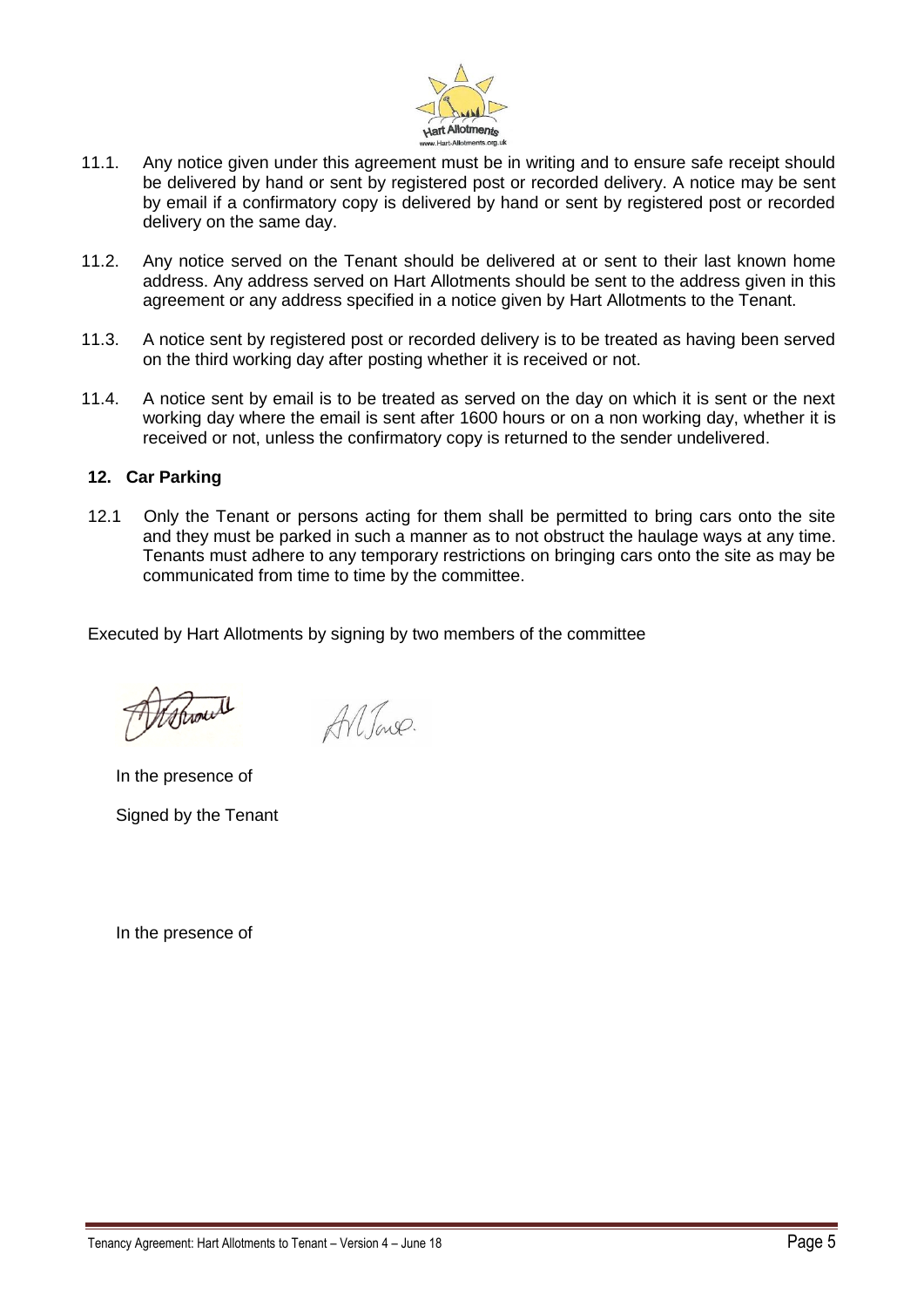11.1. Any notice given under this agreement must be in writing and to ensure safe receipt should be delivered by hand or sent by registered post or recorded delivery. A notice may be sent by email if a confirmatory copy is delivered by hand or sent by registered post or recorded delivery on the same day.

11.2. Any notice served on the Tenant should be delivered at or sent to their last known home address. Any address served on Hart Allotments should be sent to the address given in this agreement or any address specified in a notice given by Hart Allotments to the Tenant.

11.3. A notice sent by registered post or recorded delivery is to be treated as having been served on the third working day after posting whether it is received or not.

11.4. A notice sent by email is to be treated as served on the day on which it is sent or the next working day where the email is sent after 1600 hours or on a non working day, whether it is received or not, unless the confirmatory copy is returned to the sender undelivered.

## 12. Car Parking

12.1 Only the Tenant or persons acting for them shall be permitted to bring cars onto the site and they must be parked in such a manner as to not obstruct the haulage ways at any time. Tenants must adhere to any temporary restrictions on bringing cars onto the site as may be communicated from time to time by the committee.

Executed by Hart Allotments by signing by two members of the committee

In the presence of

Signed by the Tenant

In the presence of